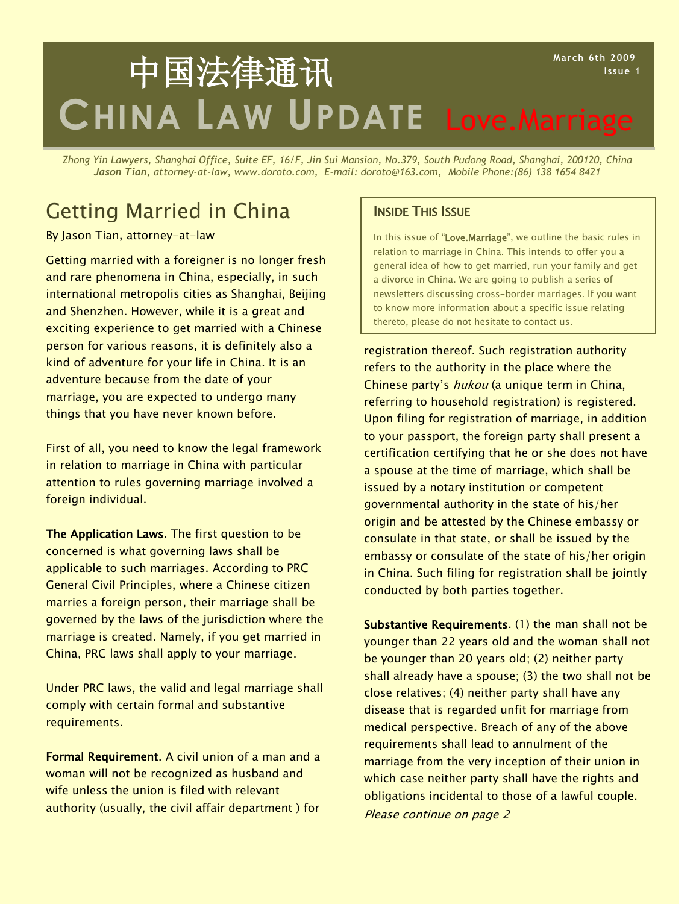# 中国法律通讯 CHINA LAW UPDATE Love.Marriage

March 6th 2009
Issue 1

*Zhong Yin Lawyers, Shanghai Office, Suite EF, 16/F, Jin Sui Mansion, No.379, South Pudong Road, Shanghai, 200120, China*
***Jason Tian**, attorney-at-law, www.doroto.com, E-mail: doroto@163.com, Mobile Phone:(86) 138 1654 8421*

## Getting Married in China

By Jason Tian, attorney-at-law

Getting married with a foreigner is no longer fresh and rare phenomena in China, especially, in such international metropolis cities as Shanghai, Beijing and Shenzhen. However, while it is a great and exciting experience to get married with a Chinese person for various reasons, it is definitely also a kind of adventure for your life in China. It is an adventure because from the date of your marriage, you are expected to undergo many things that you have never known before.

First of all, you need to know the legal framework in relation to marriage in China with particular attention to rules governing marriage involved a foreign individual.

**The Application Laws**. The first question to be concerned is what governing laws shall be applicable to such marriages. According to PRC General Civil Principles, where a Chinese citizen marries a foreign person, their marriage shall be governed by the laws of the jurisdiction where the marriage is created. Namely, if you get married in China, PRC laws shall apply to your marriage.

Under PRC laws, the valid and legal marriage shall comply with certain formal and substantive requirements.

**Formal Requirement**. A civil union of a man and a woman will not be recognized as husband and wife unless the union is filed with relevant authority (usually, the civil affair department ) for registration thereof. Such registration authority refers to the authority in the place where the Chinese party's *hukou* (a unique term in China, referring to household registration) is registered. Upon filing for registration of marriage, in addition to your passport, the foreign party shall present a certification certifying that he or she does not have a spouse at the time of marriage, which shall be issued by a notary institution or competent governmental authority in the state of his/her origin and be attested by the Chinese embassy or consulate in that state, or shall be issued by the embassy or consulate of the state of his/her origin in China. Such filing for registration shall be jointly conducted by both parties together.

**Substantive Requirements**. (1) the man shall not be younger than 22 years old and the woman shall not be younger than 20 years old; (2) neither party shall already have a spouse; (3) the two shall not be close relatives; (4) neither party shall have any disease that is regarded unfit for marriage from medical perspective. Breach of any of the above requirements shall lead to annulment of the marriage from the very inception of their union in which case neither party shall have the rights and obligations incidental to those of a lawful couple.
*Please continue on page 2*

### INSIDE THIS ISSUE

In this issue of "**Love.Marriage**", we outline the basic rules in relation to marriage in China. This intends to offer you a general idea of how to get married, run your family and get a divorce in China. We are going to publish a series of newsletters discussing cross-border marriages. If you want to know more information about a specific issue relating thereto, please do not hesitate to contact us.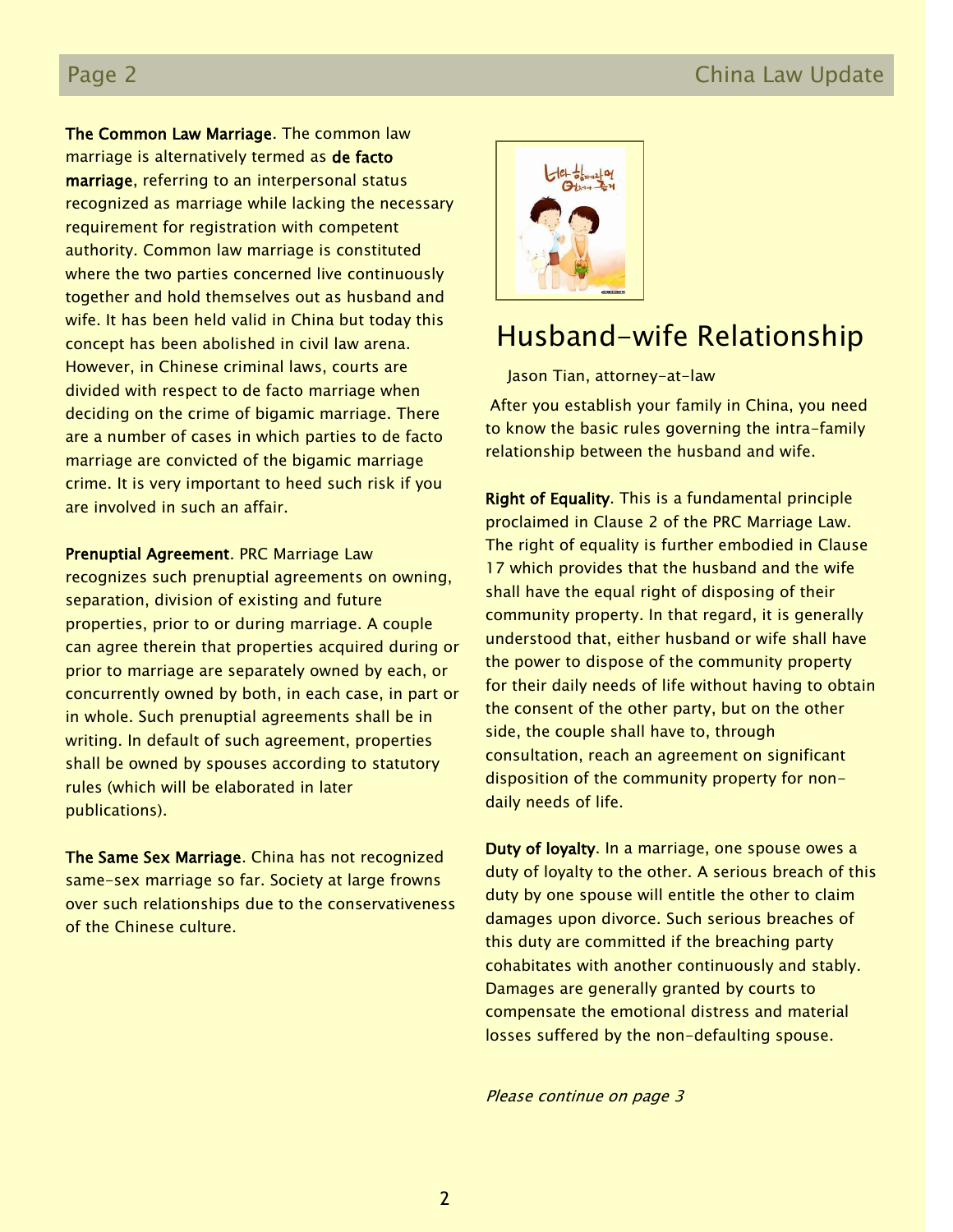**The Common Law Marriage**. The common law marriage is alternatively termed as **de facto marriage**, referring to an interpersonal status recognized as marriage while lacking the necessary requirement for registration with competent authority. Common law marriage is constituted where the two parties concerned live continuously together and hold themselves out as husband and wife. It has been held valid in China but today this concept has been abolished in civil law arena. However, in Chinese criminal laws, courts are divided with respect to de facto marriage when deciding on the crime of bigamic marriage. There are a number of cases in which parties to de facto marriage are convicted of the bigamic marriage crime. It is very important to heed such risk if you are involved in such an affair.

**Prenuptial Agreement**. PRC Marriage Law recognizes such prenuptial agreements on owning, separation, division of existing and future properties, prior to or during marriage. A couple can agree therein that properties acquired during or prior to marriage are separately owned by each, or concurrently owned by both, in each case, in part or in whole. Such prenuptial agreements shall be in writing. In default of such agreement, properties shall be owned by spouses according to statutory rules (which will be elaborated in later publications).

**The Same Sex Marriage**. China has not recognized same-sex marriage so far. Society at large frowns over such relationships due to the conservativeness of the Chinese culture.

# Husband-wife Relationship

Jason Tian, attorney-at-law

After you establish your family in China, you need to know the basic rules governing the intra-family relationship between the husband and wife.

**Right of Equality**. This is a fundamental principle proclaimed in Clause 2 of the PRC Marriage Law. The right of equality is further embodied in Clause 17 which provides that the husband and the wife shall have the equal right of disposing of their community property. In that regard, it is generally understood that, either husband or wife shall have the power to dispose of the community property for their daily needs of life without having to obtain the consent of the other party, but on the other side, the couple shall have to, through consultation, reach an agreement on significant disposition of the community property for non-daily needs of life.

**Duty of loyalty**. In a marriage, one spouse owes a duty of loyalty to the other. A serious breach of this duty by one spouse will entitle the other to claim damages upon divorce. Such serious breaches of this duty are committed if the breaching party cohabitates with another continuously and stably. Damages are generally granted by courts to compensate the emotional distress and material losses suffered by the non-defaulting spouse.

*Please continue on page 3*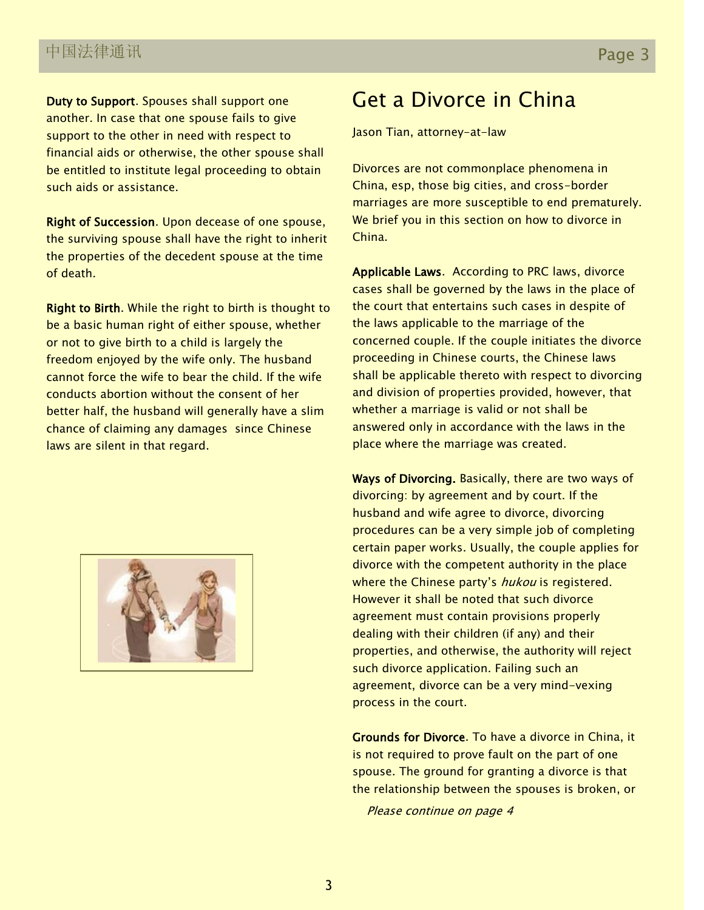**Duty to Support**. Spouses shall support one another. In case that one spouse fails to give support to the other in need with respect to financial aids or otherwise, the other spouse shall be entitled to institute legal proceeding to obtain such aids or assistance.

**Right of Succession**. Upon decease of one spouse, the surviving spouse shall have the right to inherit the properties of the decedent spouse at the time of death.

**Right to Birth**. While the right to birth is thought to be a basic human right of either spouse, whether or not to give birth to a child is largely the freedom enjoyed by the wife only. The husband cannot force the wife to bear the child. If the wife conducts abortion without the consent of her better half, the husband will generally have a slim chance of claiming any damages since Chinese laws are silent in that regard.

# Get a Divorce in China

Jason Tian, attorney-at-law

Divorces are not commonplace phenomena in China, esp, those big cities, and cross-border marriages are more susceptible to end prematurely. We brief you in this section on how to divorce in China.

**Applicable Laws**. According to PRC laws, divorce cases shall be governed by the laws in the place of the court that entertains such cases in despite of the laws applicable to the marriage of the concerned couple. If the couple initiates the divorce proceeding in Chinese courts, the Chinese laws shall be applicable thereto with respect to divorcing and division of properties provided, however, that whether a marriage is valid or not shall be answered only in accordance with the laws in the place where the marriage was created.

**Ways of Divorcing.** Basically, there are two ways of divorcing: by agreement and by court. If the husband and wife agree to divorce, divorcing procedures can be a very simple job of completing certain paper works. Usually, the couple applies for divorce with the competent authority in the place where the Chinese party's *hukou* is registered. However it shall be noted that such divorce agreement must contain provisions properly dealing with their children (if any) and their properties, and otherwise, the authority will reject such divorce application. Failing such an agreement, divorce can be a very mind-vexing process in the court.

**Grounds for Divorce**. To have a divorce in China, it is not required to prove fault on the part of one spouse. The ground for granting a divorce is that the relationship between the spouses is broken, or

*Please continue on page 4*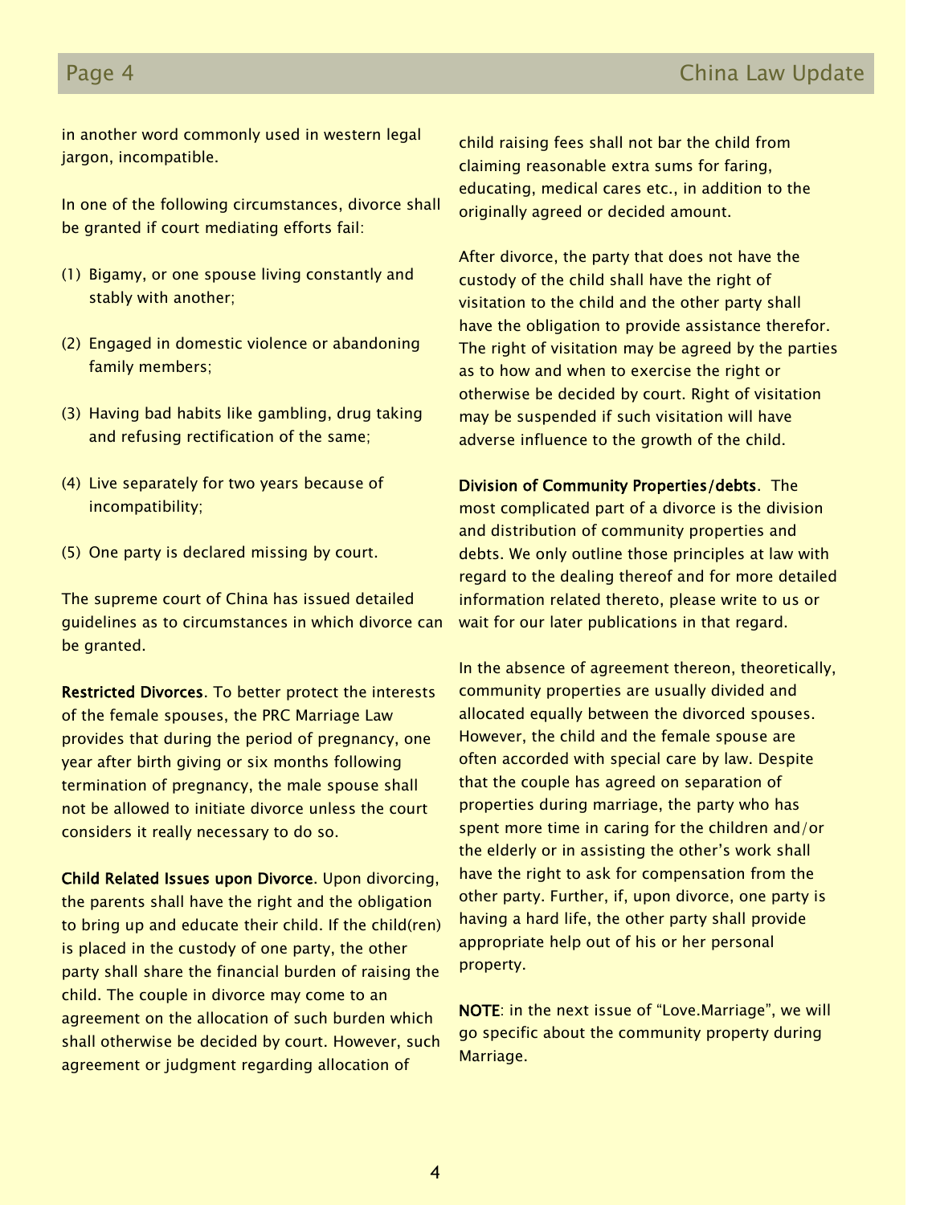in another word commonly used in western legal jargon, incompatible.

In one of the following circumstances, divorce shall be granted if court mediating efforts fail:

(1) Bigamy, or one spouse living constantly and stably with another;

(2) Engaged in domestic violence or abandoning family members;

(3) Having bad habits like gambling, drug taking and refusing rectification of the same;

(4) Live separately for two years because of incompatibility;

(5) One party is declared missing by court.

The supreme court of China has issued detailed guidelines as to circumstances in which divorce can be granted.

**Restricted Divorces**. To better protect the interests of the female spouses, the PRC Marriage Law provides that during the period of pregnancy, one year after birth giving or six months following termination of pregnancy, the male spouse shall not be allowed to initiate divorce unless the court considers it really necessary to do so.

**Child Related Issues upon Divorce**. Upon divorcing, the parents shall have the right and the obligation to bring up and educate their child. If the child(ren) is placed in the custody of one party, the other party shall share the financial burden of raising the child. The couple in divorce may come to an agreement on the allocation of such burden which shall otherwise be decided by court. However, such agreement or judgment regarding allocation of child raising fees shall not bar the child from claiming reasonable extra sums for faring, educating, medical cares etc., in addition to the originally agreed or decided amount.

After divorce, the party that does not have the custody of the child shall have the right of visitation to the child and the other party shall have the obligation to provide assistance therefor. The right of visitation may be agreed by the parties as to how and when to exercise the right or otherwise be decided by court. Right of visitation may be suspended if such visitation will have adverse influence to the growth of the child.

**Division of Community Properties/debts**. The most complicated part of a divorce is the division and distribution of community properties and debts. We only outline those principles at law with regard to the dealing thereof and for more detailed information related thereto, please write to us or wait for our later publications in that regard.

In the absence of agreement thereon, theoretically, community properties are usually divided and allocated equally between the divorced spouses. However, the child and the female spouse are often accorded with special care by law. Despite that the couple has agreed on separation of properties during marriage, the party who has spent more time in caring for the children and/or the elderly or in assisting the other's work shall have the right to ask for compensation from the other party. Further, if, upon divorce, one party is having a hard life, the other party shall provide appropriate help out of his or her personal property.

**NOTE**: in the next issue of "Love.Marriage", we will go specific about the community property during Marriage.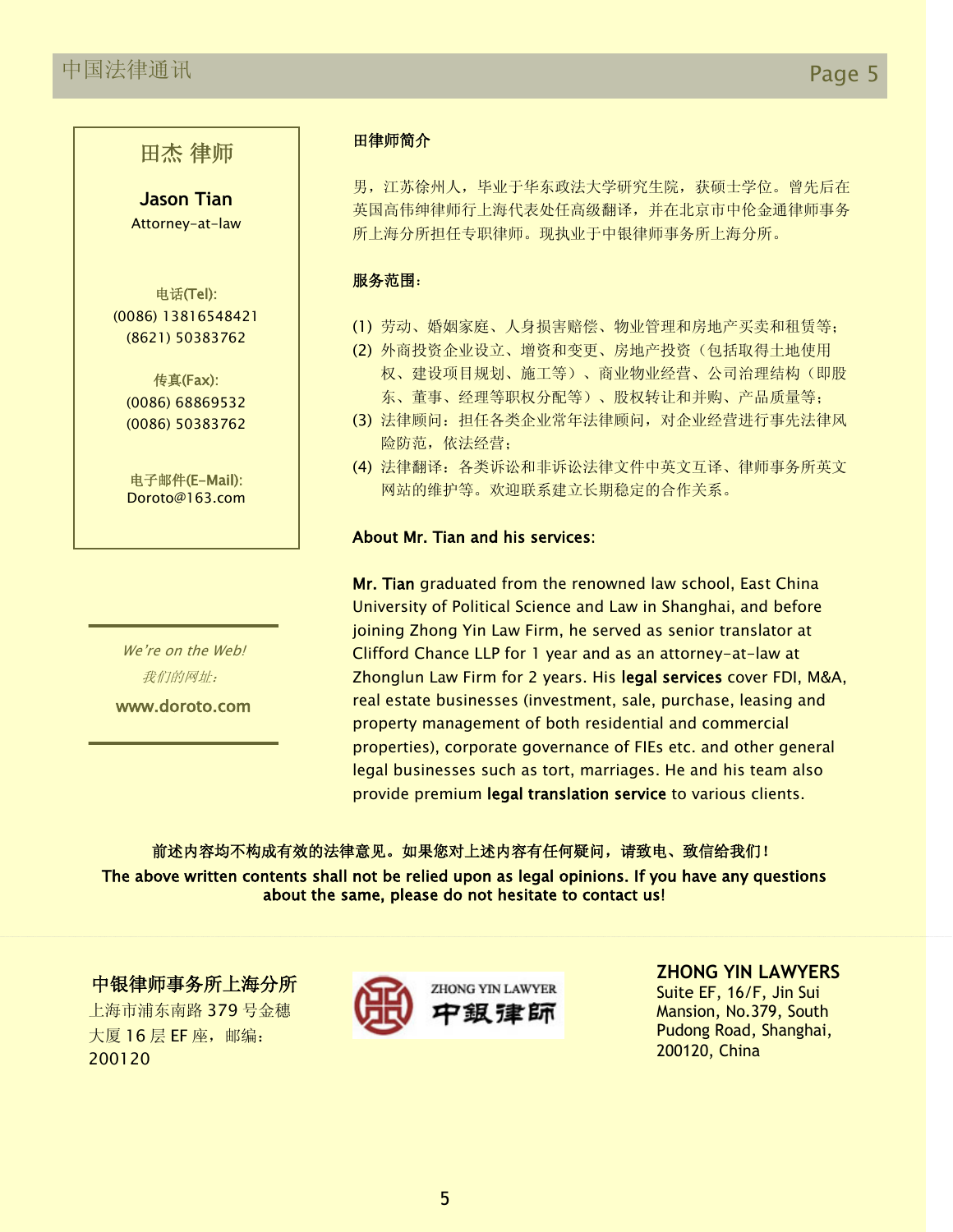## 田杰 律师

**Jason Tian**
Attorney-at-law

电话(Tel):
(0086) 13816548421
(8621) 50383762

传真(Fax):
(0086) 68869532
(0086) 50383762

电子邮件(E-Mail):
Doroto@163.com

*We're on the Web!*
*我们的网址:*
**www.doroto.com**

**田律师简介**

男，江苏徐州人，毕业于华东政法大学研究生院，获硕士学位。曾先后在英国高伟绅律师行上海代表处任高级翻译，并在北京市中伦金通律师事务所上海分所担任专职律师。现执业于中银律师事务所上海分所。

**服务范围：**

(1) 劳动、婚姻家庭、人身损害赔偿、物业管理和房地产买卖和租赁等；
(2) 外商投资企业设立、增资和变更、房地产投资（包括取得土地使用权、建设项目规划、施工等）、商业物业经营、公司治理结构（即股东、董事、经理等职权分配等）、股权转让和并购、产品质量等；
(3) 法律顾问：担任各类企业常年法律顾问，对企业经营进行事先法律风险防范，依法经营；
(4) 法律翻译：各类诉讼和非诉讼法律文件中英文互译、律师事务所英文网站的维护等。欢迎联系建立长期稳定的合作关系。

**About Mr. Tian and his services:**

**Mr. Tian** graduated from the renowned law school, East China University of Political Science and Law in Shanghai, and before joining Zhong Yin Law Firm, he served as senior translator at Clifford Chance LLP for 1 year and as an attorney-at-law at Zhonglun Law Firm for 2 years. His **legal services** cover FDI, M&A, real estate businesses (investment, sale, purchase, leasing and property management of both residential and commercial properties), corporate governance of FIEs etc. and other general legal businesses such as tort, marriages. He and his team also provide premium **legal translation service** to various clients.

**前述内容均不构成有效的法律意见。如果您对上述内容有任何疑问，请致电、致信给我们！**

**The above written contents shall not be relied upon as legal opinions. If you have any questions about the same, please do not hesitate to contact us!**

**中银律师事务所上海分所**
上海市浦东南路 379 号金穗大厦 16 层 EF 座，邮编：200120

ZHONG YIN LAWYER
中銀律師

**ZHONG YIN LAWYERS**
Suite EF, 16/F, Jin Sui Mansion, No.379, South Pudong Road, Shanghai, 200120, China